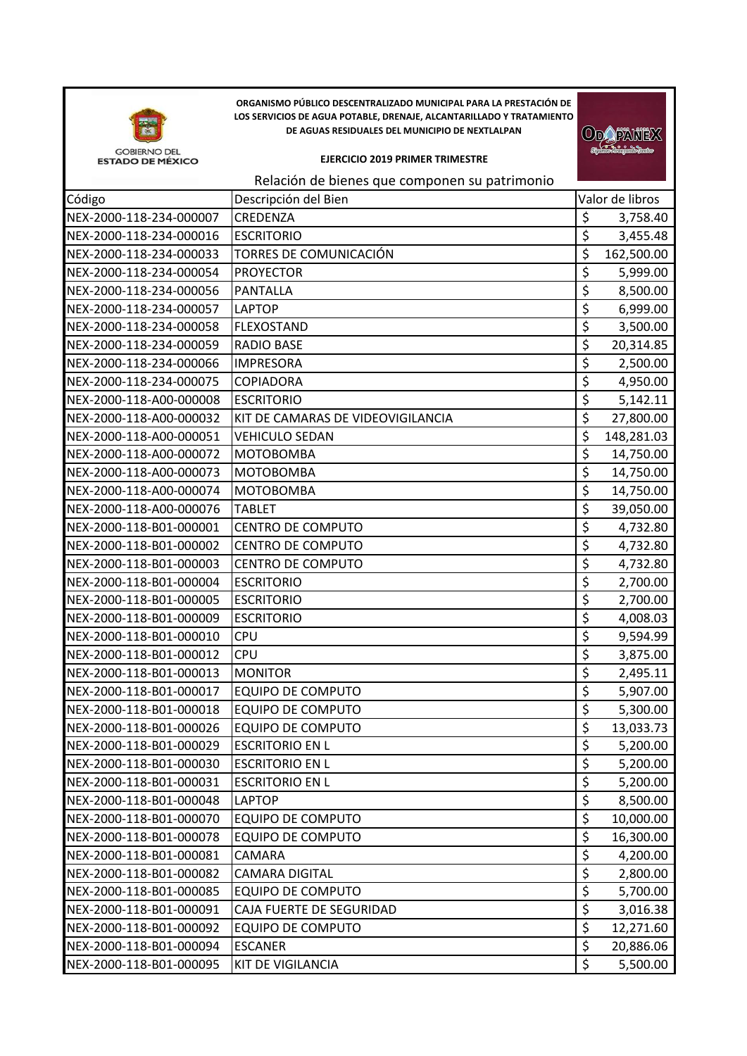GOBIERNO DEL ESTADO DE MÉXICO

**ORGANISMO PÚBLICO DESCENTRALIZADO MUNICIPAL PARA LA PRESTACIÓN DE LOS SERVICIOS DE AGUA POTABLE, DRENAJE, ALCANTARILLADO Y TRATAMIENTO DE AGUAS RESIDUALES DEL MUNICIPIO DE NEXTLALPAN**

**EJERCICIO 2019 PRIMER TRIMESTRE**

Relación de bienes que componen su patrimonio

| Código | Descripción del Bien | Valor de libros |
|---|---|---|
| NEX-2000-118-234-000007 | CREDENZA | $ 3,758.40 |
| NEX-2000-118-234-000016 | ESCRITORIO | $ 3,455.48 |
| NEX-2000-118-234-000033 | TORRES DE COMUNICACIÓN | $ 162,500.00 |
| NEX-2000-118-234-000054 | PROYECTOR | $ 5,999.00 |
| NEX-2000-118-234-000056 | PANTALLA | $ 8,500.00 |
| NEX-2000-118-234-000057 | LAPTOP | $ 6,999.00 |
| NEX-2000-118-234-000058 | FLEXOSTAND | $ 3,500.00 |
| NEX-2000-118-234-000059 | RADIO BASE | $ 20,314.85 |
| NEX-2000-118-234-000066 | IMPRESORA | $ 2,500.00 |
| NEX-2000-118-234-000075 | COPIADORA | $ 4,950.00 |
| NEX-2000-118-A00-000008 | ESCRITORIO | $ 5,142.11 |
| NEX-2000-118-A00-000032 | KIT DE CAMARAS DE VIDEOVIGILANCIA | $ 27,800.00 |
| NEX-2000-118-A00-000051 | VEHICULO SEDAN | $ 148,281.03 |
| NEX-2000-118-A00-000072 | MOTOBOMBA | $ 14,750.00 |
| NEX-2000-118-A00-000073 | MOTOBOMBA | $ 14,750.00 |
| NEX-2000-118-A00-000074 | MOTOBOMBA | $ 14,750.00 |
| NEX-2000-118-A00-000076 | TABLET | $ 39,050.00 |
| NEX-2000-118-B01-000001 | CENTRO DE COMPUTO | $ 4,732.80 |
| NEX-2000-118-B01-000002 | CENTRO DE COMPUTO | $ 4,732.80 |
| NEX-2000-118-B01-000003 | CENTRO DE COMPUTO | $ 4,732.80 |
| NEX-2000-118-B01-000004 | ESCRITORIO | $ 2,700.00 |
| NEX-2000-118-B01-000005 | ESCRITORIO | $ 2,700.00 |
| NEX-2000-118-B01-000009 | ESCRITORIO | $ 4,008.03 |
| NEX-2000-118-B01-000010 | CPU | $ 9,594.99 |
| NEX-2000-118-B01-000012 | CPU | $ 3,875.00 |
| NEX-2000-118-B01-000013 | MONITOR | $ 2,495.11 |
| NEX-2000-118-B01-000017 | EQUIPO DE COMPUTO | $ 5,907.00 |
| NEX-2000-118-B01-000018 | EQUIPO DE COMPUTO | $ 5,300.00 |
| NEX-2000-118-B01-000026 | EQUIPO DE COMPUTO | $ 13,033.73 |
| NEX-2000-118-B01-000029 | ESCRITORIO EN L | $ 5,200.00 |
| NEX-2000-118-B01-000030 | ESCRITORIO EN L | $ 5,200.00 |
| NEX-2000-118-B01-000031 | ESCRITORIO EN L | $ 5,200.00 |
| NEX-2000-118-B01-000048 | LAPTOP | $ 8,500.00 |
| NEX-2000-118-B01-000070 | EQUIPO DE COMPUTO | $ 10,000.00 |
| NEX-2000-118-B01-000078 | EQUIPO DE COMPUTO | $ 16,300.00 |
| NEX-2000-118-B01-000081 | CAMARA | $ 4,200.00 |
| NEX-2000-118-B01-000082 | CAMARA DIGITAL | $ 2,800.00 |
| NEX-2000-118-B01-000085 | EQUIPO DE COMPUTO | $ 5,700.00 |
| NEX-2000-118-B01-000091 | CAJA FUERTE DE SEGURIDAD | $ 3,016.38 |
| NEX-2000-118-B01-000092 | EQUIPO DE COMPUTO | $ 12,271.60 |
| NEX-2000-118-B01-000094 | ESCANER | $ 20,886.06 |
| NEX-2000-118-B01-000095 | KIT DE VIGILANCIA | $ 5,500.00 |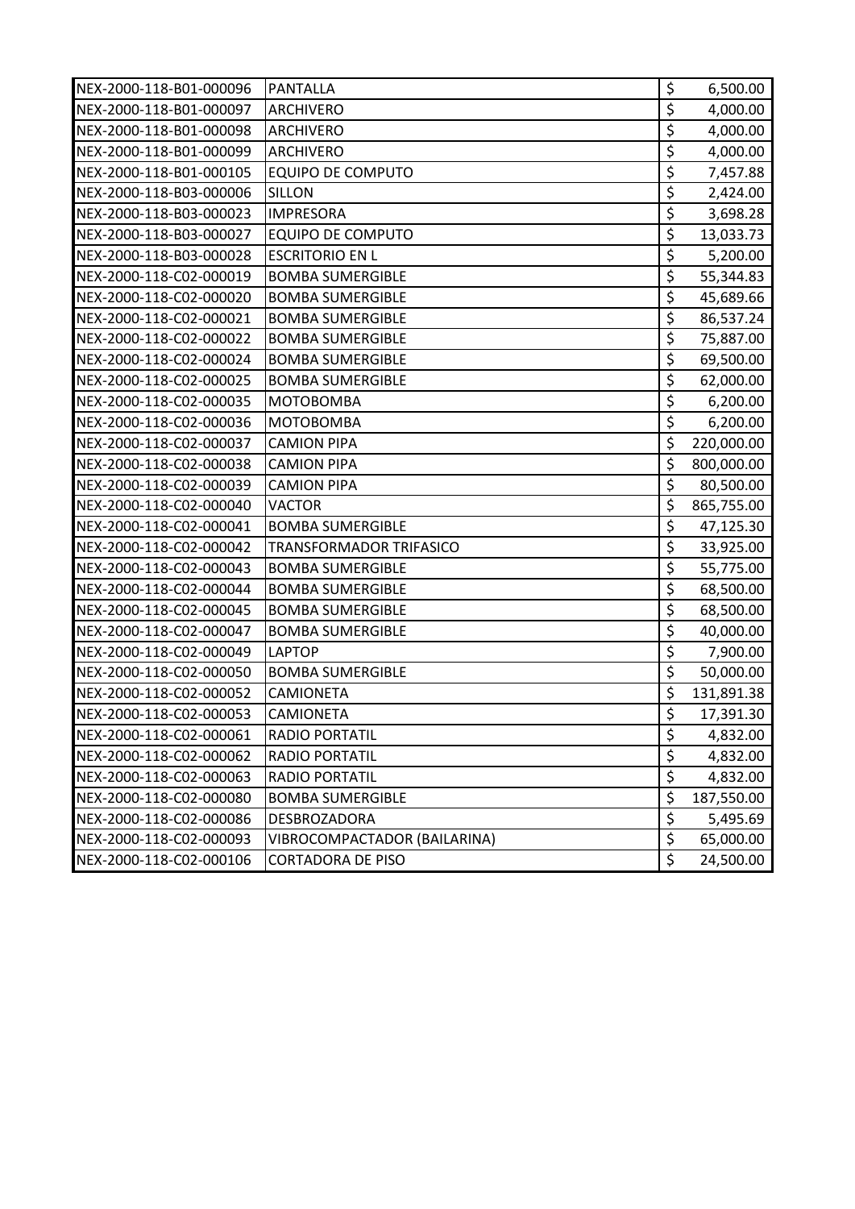| | | | |
|---|---|---|---|
| NEX-2000-118-B01-000096 | PANTALLA | $ | 6,500.00 |
| NEX-2000-118-B01-000097 | ARCHIVERO | $ | 4,000.00 |
| NEX-2000-118-B01-000098 | ARCHIVERO | $ | 4,000.00 |
| NEX-2000-118-B01-000099 | ARCHIVERO | $ | 4,000.00 |
| NEX-2000-118-B01-000105 | EQUIPO DE COMPUTO | $ | 7,457.88 |
| NEX-2000-118-B03-000006 | SILLON | $ | 2,424.00 |
| NEX-2000-118-B03-000023 | IMPRESORA | $ | 3,698.28 |
| NEX-2000-118-B03-000027 | EQUIPO DE COMPUTO | $ | 13,033.73 |
| NEX-2000-118-B03-000028 | ESCRITORIO EN L | $ | 5,200.00 |
| NEX-2000-118-C02-000019 | BOMBA SUMERGIBLE | $ | 55,344.83 |
| NEX-2000-118-C02-000020 | BOMBA SUMERGIBLE | $ | 45,689.66 |
| NEX-2000-118-C02-000021 | BOMBA SUMERGIBLE | $ | 86,537.24 |
| NEX-2000-118-C02-000022 | BOMBA SUMERGIBLE | $ | 75,887.00 |
| NEX-2000-118-C02-000024 | BOMBA SUMERGIBLE | $ | 69,500.00 |
| NEX-2000-118-C02-000025 | BOMBA SUMERGIBLE | $ | 62,000.00 |
| NEX-2000-118-C02-000035 | MOTOBOMBA | $ | 6,200.00 |
| NEX-2000-118-C02-000036 | MOTOBOMBA | $ | 6,200.00 |
| NEX-2000-118-C02-000037 | CAMION PIPA | $ | 220,000.00 |
| NEX-2000-118-C02-000038 | CAMION PIPA | $ | 800,000.00 |
| NEX-2000-118-C02-000039 | CAMION PIPA | $ | 80,500.00 |
| NEX-2000-118-C02-000040 | VACTOR | $ | 865,755.00 |
| NEX-2000-118-C02-000041 | BOMBA SUMERGIBLE | $ | 47,125.30 |
| NEX-2000-118-C02-000042 | TRANSFORMADOR TRIFASICO | $ | 33,925.00 |
| NEX-2000-118-C02-000043 | BOMBA SUMERGIBLE | $ | 55,775.00 |
| NEX-2000-118-C02-000044 | BOMBA SUMERGIBLE | $ | 68,500.00 |
| NEX-2000-118-C02-000045 | BOMBA SUMERGIBLE | $ | 68,500.00 |
| NEX-2000-118-C02-000047 | BOMBA SUMERGIBLE | $ | 40,000.00 |
| NEX-2000-118-C02-000049 | LAPTOP | $ | 7,900.00 |
| NEX-2000-118-C02-000050 | BOMBA SUMERGIBLE | $ | 50,000.00 |
| NEX-2000-118-C02-000052 | CAMIONETA | $ | 131,891.38 |
| NEX-2000-118-C02-000053 | CAMIONETA | $ | 17,391.30 |
| NEX-2000-118-C02-000061 | RADIO PORTATIL | $ | 4,832.00 |
| NEX-2000-118-C02-000062 | RADIO PORTATIL | $ | 4,832.00 |
| NEX-2000-118-C02-000063 | RADIO PORTATIL | $ | 4,832.00 |
| NEX-2000-118-C02-000080 | BOMBA SUMERGIBLE | $ | 187,550.00 |
| NEX-2000-118-C02-000086 | DESBROZADORA | $ | 5,495.69 |
| NEX-2000-118-C02-000093 | VIBROCOMPACTADOR (BAILARINA) | $ | 65,000.00 |
| NEX-2000-118-C02-000106 | CORTADORA DE PISO | $ | 24,500.00 |